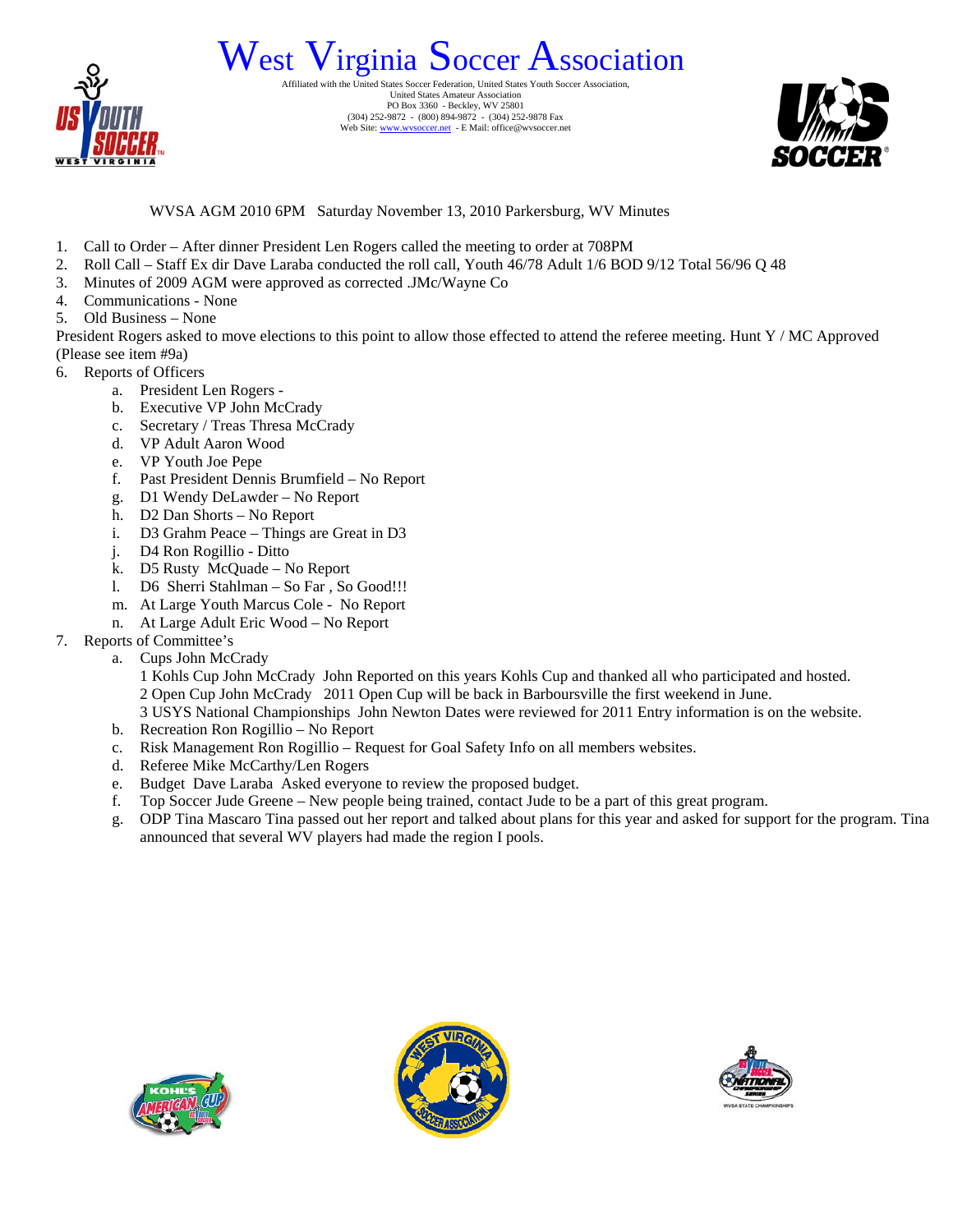# West Virginia Soccer Association

Affiliated with the United States Soccer Federation, United States Youth Soccer Association,
United States Amateur Association
PO Box 3360 - Beckley, WV 25801
(304) 252-9872 - (800) 894-9872 - (304) 252-9878 Fax
Web Site: www.wvsoccer.net - E Mail: office@wvsoccer.net

WVSA AGM 2010 6PM Saturday November 13, 2010 Parkersburg, WV Minutes

1. Call to Order – After dinner President Len Rogers called the meeting to order at 708PM
2. Roll Call – Staff Ex dir Dave Laraba conducted the roll call, Youth 46/78 Adult 1/6 BOD 9/12 Total 56/96 Q 48
3. Minutes of 2009 AGM were approved as corrected .JMc/Wayne Co
4. Communications - None
5. Old Business – None

President Rogers asked to move elections to this point to allow those effected to attend the referee meeting. Hunt Y / MC Approved (Please see item #9a)

6. Reports of Officers
   a. President Len Rogers -
   b. Executive VP John McCrady
   c. Secretary / Treas Thresa McCrady
   d. VP Adult Aaron Wood
   e. VP Youth Joe Pepe
   f. Past President Dennis Brumfield – No Report
   g. D1 Wendy DeLawder – No Report
   h. D2 Dan Shorts – No Report
   i. D3 Grahm Peace – Things are Great in D3
   j. D4 Ron Rogillio - Ditto
   k. D5 Rusty McQuade – No Report
   l. D6 Sherri Stahlman – So Far , So Good!!!
   m. At Large Youth Marcus Cole - No Report
   n. At Large Adult Eric Wood – No Report
7. Reports of Committee's
   a. Cups John McCrady
      1 Kohls Cup John McCrady John Reported on this years Kohls Cup and thanked all who participated and hosted.
      2 Open Cup John McCrady 2011 Open Cup will be back in Barboursville the first weekend in June.
      3 USYS National Championships John Newton Dates were reviewed for 2011 Entry information is on the website.
   b. Recreation Ron Rogillio – No Report
   c. Risk Management Ron Rogillio – Request for Goal Safety Info on all members websites.
   d. Referee Mike McCarthy/Len Rogers
   e. Budget Dave Laraba Asked everyone to review the proposed budget.
   f. Top Soccer Jude Greene – New people being trained, contact Jude to be a part of this great program.
   g. ODP Tina Mascaro Tina passed out her report and talked about plans for this year and asked for support for the program. Tina announced that several WV players had made the region I pools.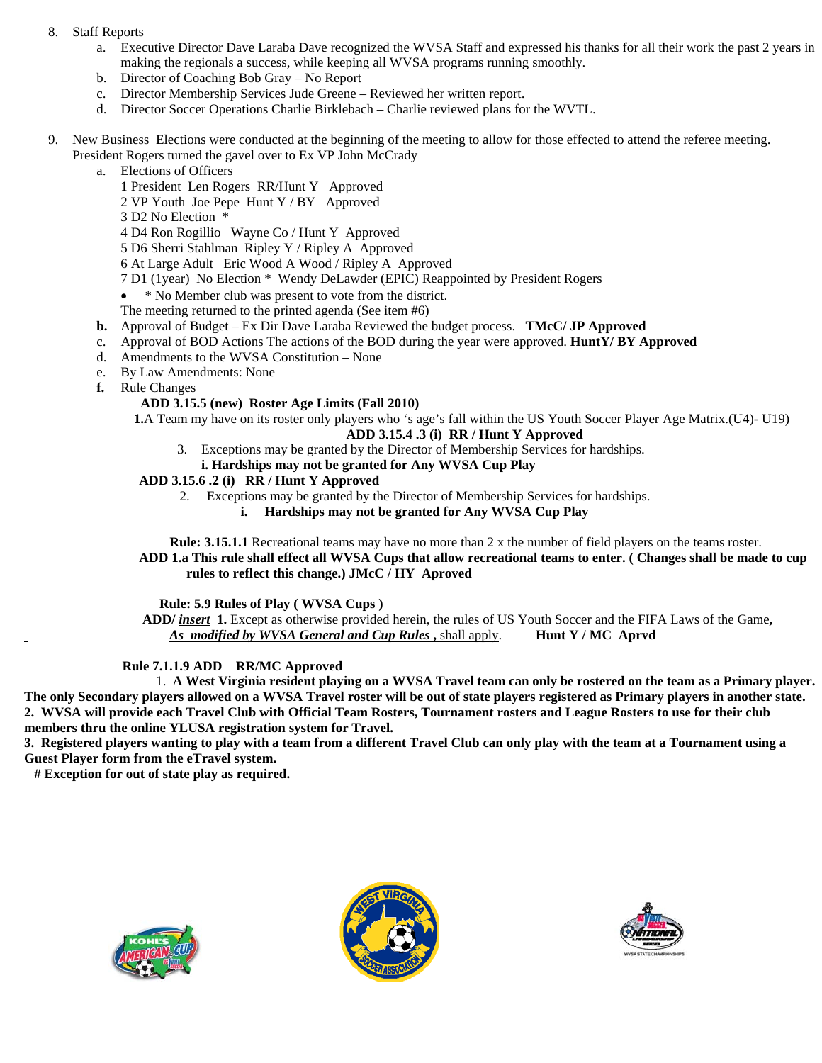8. Staff Reports
   a. Executive Director Dave Laraba Dave recognized the WVSA Staff and expressed his thanks for all their work the past 2 years in making the regionals a success, while keeping all WVSA programs running smoothly.
   b. Director of Coaching Bob Gray – No Report
   c. Director Membership Services Jude Greene – Reviewed her written report.
   d. Director Soccer Operations Charlie Birklebach – Charlie reviewed plans for the WVTL.

9. New Business Elections were conducted at the beginning of the meeting to allow for those effected to attend the referee meeting. President Rogers turned the gavel over to Ex VP John McCrady
   a. Elections of Officers
      1 President Len Rogers RR/Hunt Y Approved
      2 VP Youth Joe Pepe Hunt Y / BY Approved
      3 D2 No Election *
      4 D4 Ron Rogillio Wayne Co / Hunt Y Approved
      5 D6 Sherri Stahlman Ripley Y / Ripley A Approved
      6 At Large Adult Eric Wood A Wood / Ripley A Approved
      7 D1 (1year) No Election * Wendy DeLawder (EPIC) Reappointed by President Rogers
      - * No Member club was present to vote from the district.

      The meeting returned to the printed agenda (See item #6)
   **b.** Approval of Budget – Ex Dir Dave Laraba Reviewed the budget process. **TMcC/ JP Approved**
   c. Approval of BOD Actions The actions of the BOD during the year were approved. **HuntY/ BY Approved**
   d. Amendments to the WVSA Constitution – None
   e. By Law Amendments: None
   **f.** Rule Changes

**ADD 3.15.5 (new) Roster Age Limits (Fall 2010)**

**1.**A Team my have on its roster only players who 's age's fall within the US Youth Soccer Player Age Matrix.(U4)- U19)

**ADD 3.15.4 .3 (i) RR / Hunt Y Approved**

3. Exceptions may be granted by the Director of Membership Services for hardships.
   **i. Hardships may not be granted for Any WVSA Cup Play**

**ADD 3.15.6 .2 (i) RR / Hunt Y Approved**

2. Exceptions may be granted by the Director of Membership Services for hardships.
   **i. Hardships may not be granted for Any WVSA Cup Play**

**Rule: 3.15.1.1** Recreational teams may have no more than 2 x the number of field players on the teams roster.

**ADD 1.a This rule shall effect all WVSA Cups that allow recreational teams to enter. ( Changes shall be made to cup rules to reflect this change.) JMcC / HY Aproved**

**Rule: 5.9 Rules of Play ( WVSA Cups )**

**ADD/ *<u>insert</u>* 1.** Except as otherwise provided herein, the rules of US Youth Soccer and the FIFA Laws of the Game**, *<u>As modified by WVSA General and Cup Rules</u>* ,** <u>shall apply</u>. **Hunt Y / MC Aprvd**

**Rule 7.1.1.9 ADD RR/MC Approved**

**1. A West Virginia resident playing on a WVSA Travel team can only be rostered on the team as a Primary player. The only Secondary players allowed on a WVSA Travel roster will be out of state players registered as Primary players in another state.**

**2. WVSA will provide each Travel Club with Official Team Rosters, Tournament rosters and League Rosters to use for their club members thru the online YLUSA registration system for Travel.**

**3. Registered players wanting to play with a team from a different Travel Club can only play with the team at a Tournament using a Guest Player form from the eTravel system.**

**# Exception for out of state play as required.**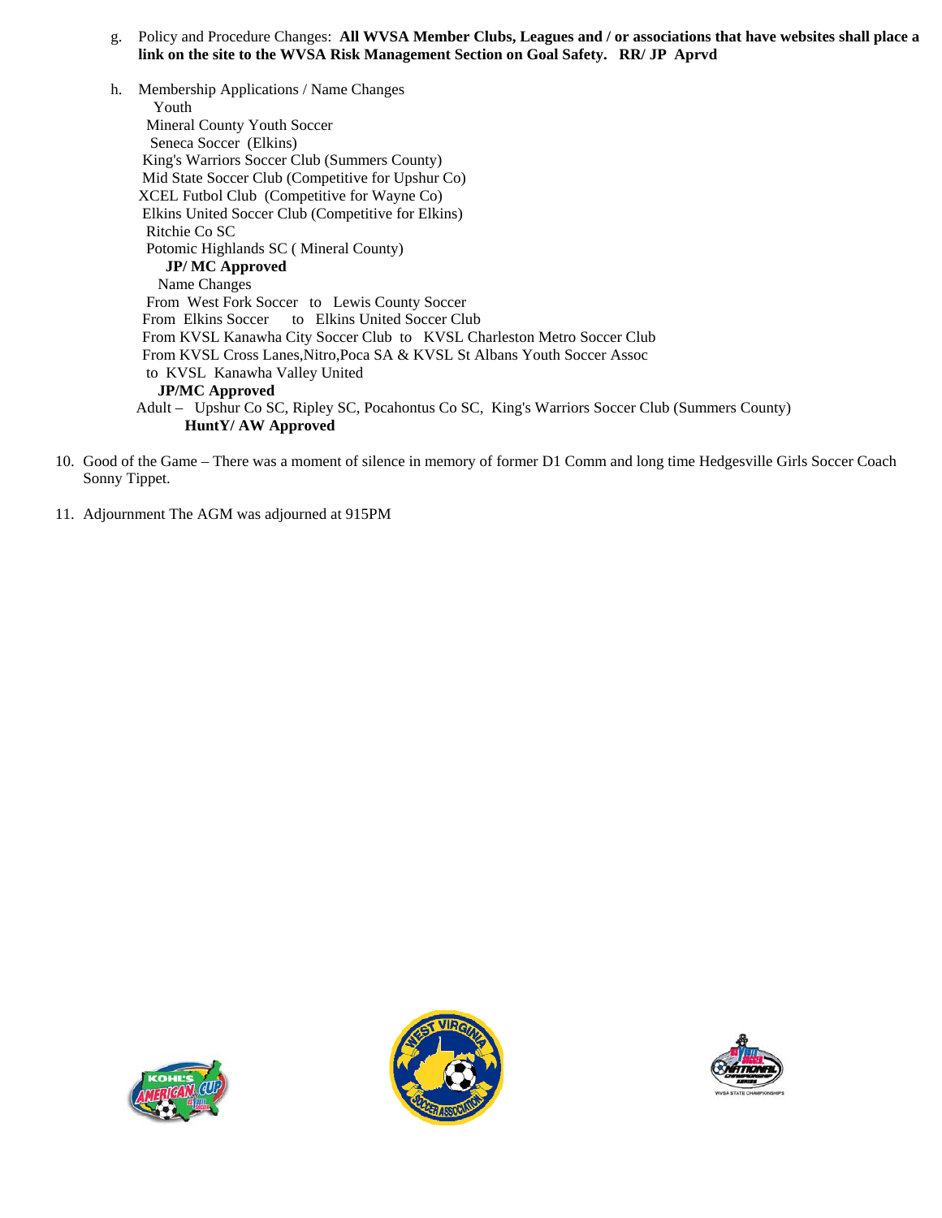g. Policy and Procedure Changes: **All WVSA Member Clubs, Leagues and / or associations that have websites shall place a link on the site to the WVSA Risk Management Section on Goal Safety. RR/ JP Aprvd**

h. Membership Applications / Name Changes

Youth

Mineral County Youth Soccer
Seneca Soccer (Elkins)
King's Warriors Soccer Club (Summers County)
Mid State Soccer Club (Competitive for Upshur Co)
XCEL Futbol Club (Competitive for Wayne Co)
Elkins United Soccer Club (Competitive for Elkins)
Ritchie Co SC
Potomic Highlands SC ( Mineral County)

**JP/ MC Approved**

Name Changes

From West Fork Soccer to Lewis County Soccer
From Elkins Soccer to Elkins United Soccer Club
From KVSL Kanawha City Soccer Club to KVSL Charleston Metro Soccer Club
From KVSL Cross Lanes,Nitro,Poca SA & KVSL St Albans Youth Soccer Assoc
to KVSL Kanawha Valley United

**JP/MC Approved**

Adult – Upshur Co SC, Ripley SC, Pocahontus Co SC, King's Warriors Soccer Club (Summers County)

**HuntY/ AW Approved**

10. Good of the Game – There was a moment of silence in memory of former D1 Comm and long time Hedgesville Girls Soccer Coach Sonny Tippet.

11. Adjournment The AGM was adjourned at 915PM